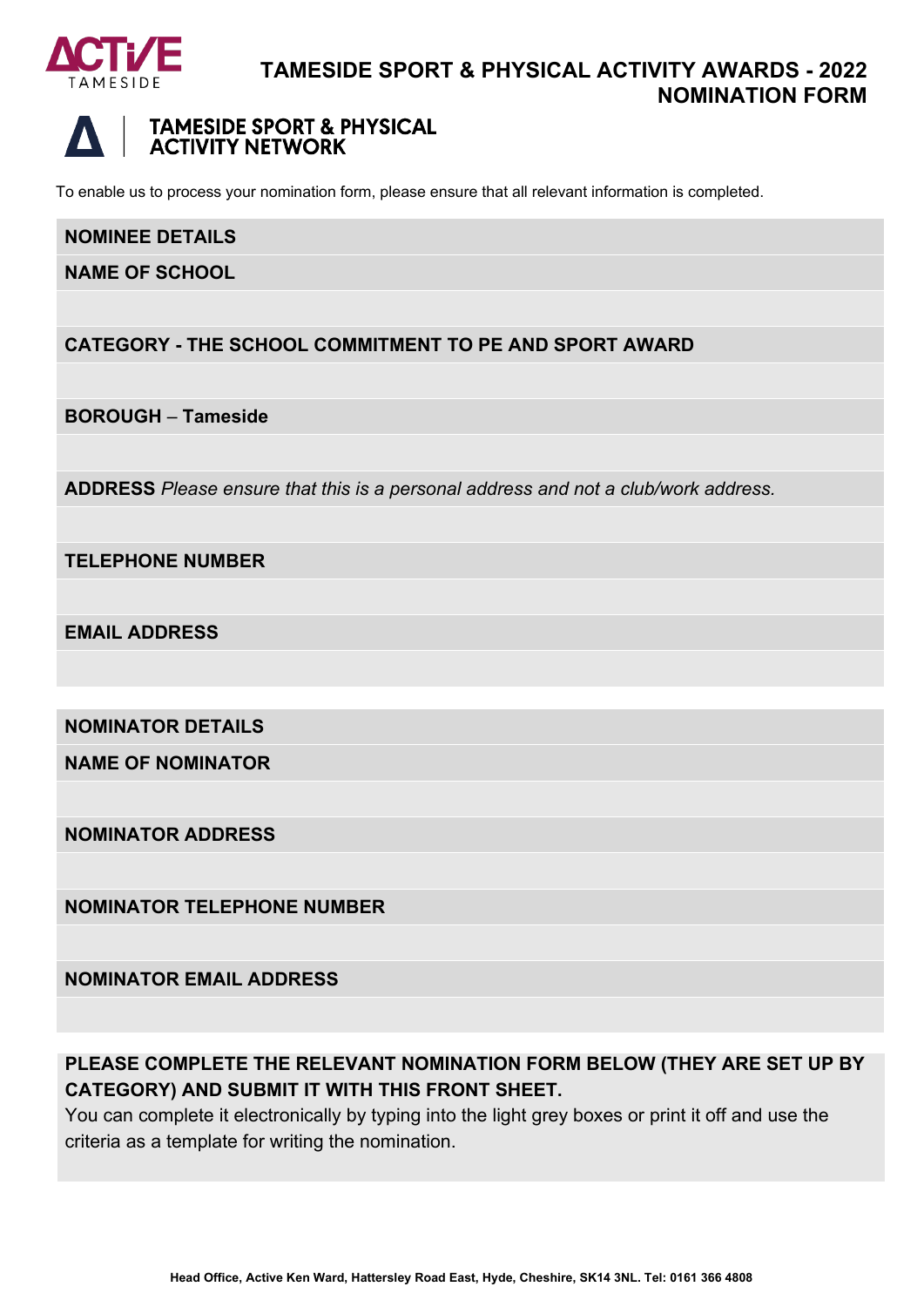ACTIVE TAMESIDE

# TAMESIDE SPORT & PHYSICAL ACTIVITY AWARDS - 2022 NOMINATION FORM

TAMESIDE SPORT & PHYSICAL ACTIVITY NETWORK

To enable us to process your nomination form, please ensure that all relevant information is completed.

**NOMINEE DETAILS**

**NAME OF SCHOOL**

**CATEGORY - THE SCHOOL COMMITMENT TO PE AND SPORT AWARD**

**BOROUGH – Tameside**

**ADDRESS** *Please ensure that this is a personal address and not a club/work address.*

**TELEPHONE NUMBER**

**EMAIL ADDRESS**

**NOMINATOR DETAILS**

**NAME OF NOMINATOR**

**NOMINATOR ADDRESS**

**NOMINATOR TELEPHONE NUMBER**

**NOMINATOR EMAIL ADDRESS**

**PLEASE COMPLETE THE RELEVANT NOMINATION FORM BELOW (THEY ARE SET UP BY CATEGORY) AND SUBMIT IT WITH THIS FRONT SHEET.**

You can complete it electronically by typing into the light grey boxes or print it off and use the criteria as a template for writing the nomination.

**Head Office, Active Ken Ward, Hattersley Road East, Hyde, Cheshire, SK14 3NL. Tel: 0161 366 4808**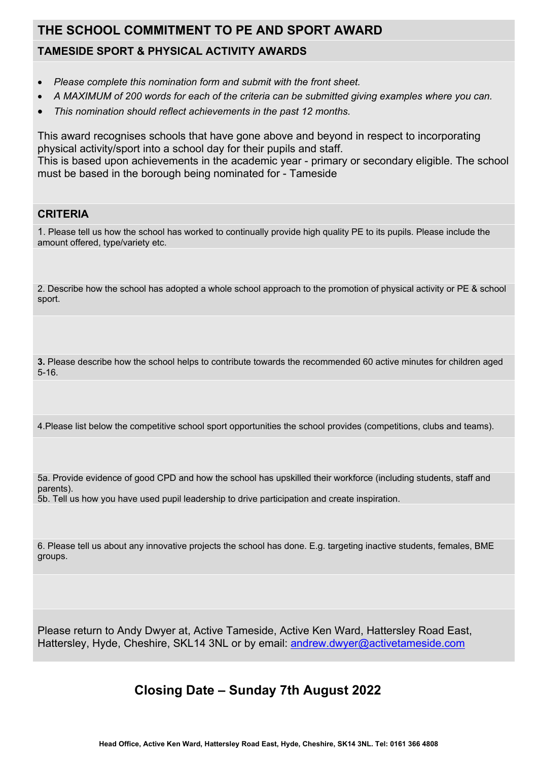# THE SCHOOL COMMITMENT TO PE AND SPORT AWARD

## TAMESIDE SPORT & PHYSICAL ACTIVITY AWARDS

- *Please complete this nomination form and submit with the front sheet.*
- *A MAXIMUM of 200 words for each of the criteria can be submitted giving examples where you can.*
- *This nomination should reflect achievements in the past 12 months.*

This award recognises schools that have gone above and beyond in respect to incorporating physical activity/sport into a school day for their pupils and staff.
This is based upon achievements in the academic year - primary or secondary eligible. The school must be based in the borough being nominated for - Tameside

## CRITERIA

1. Please tell us how the school has worked to continually provide high quality PE to its pupils. Please include the amount offered, type/variety etc.

2. Describe how the school has adopted a whole school approach to the promotion of physical activity or PE & school sport.

**3.** Please describe how the school helps to contribute towards the recommended 60 active minutes for children aged 5-16.

4.Please list below the competitive school sport opportunities the school provides (competitions, clubs and teams).

5a. Provide evidence of good CPD and how the school has upskilled their workforce (including students, staff and parents).
5b. Tell us how you have used pupil leadership to drive participation and create inspiration.

6. Please tell us about any innovative projects the school has done. E.g. targeting inactive students, females, BME groups.

Please return to Andy Dwyer at, Active Tameside, Active Ken Ward, Hattersley Road East, Hattersley, Hyde, Cheshire, SKL14 3NL or by email: andrew.dwyer@activetameside.com

## Closing Date – Sunday 7th August 2022

**Head Office, Active Ken Ward, Hattersley Road East, Hyde, Cheshire, SK14 3NL. Tel: 0161 366 4808**